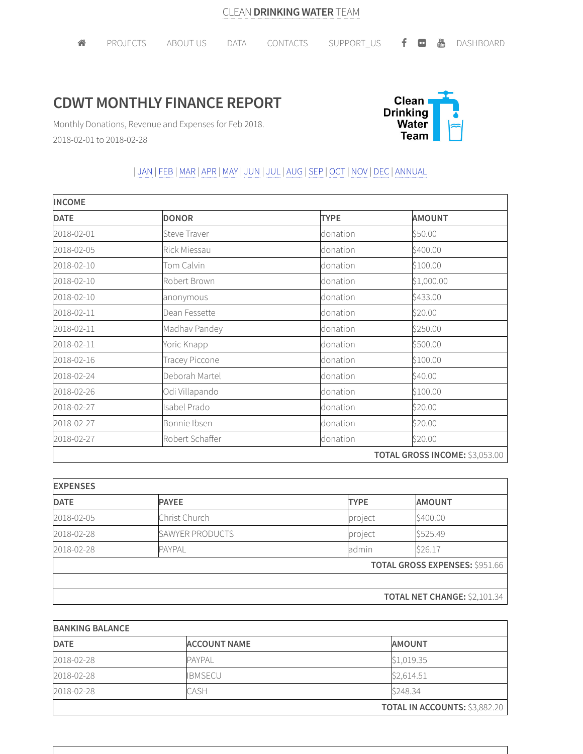CLEAN **DRINKING WATER** TEAM

PROJECTS | ABOUT US | DATA | CONTACTS | SUPPORT_US | DASHBOARD

# CDWT MONTHLY FINANCE REPORT

Monthly Donations, Revenue and Expenses for Feb 2018.

2018-02-01 to 2018-02-28

| JAN | FEB | MAR | APR | MAY | JUN | JUL | AUG | SEP | OCT | NOV | DEC | ANNUAL

| INCOME | | | |
|---|---|---|---|
| **DATE** | **DONOR** | **TYPE** | **AMOUNT** |
| 2018-02-01 | Steve Traver | donation | $50.00 |
| 2018-02-05 | Rick Miessau | donation | $400.00 |
| 2018-02-10 | Tom Calvin | donation | $100.00 |
| 2018-02-10 | Robert Brown | donation | $1,000.00 |
| 2018-02-10 | anonymous | donation | $433.00 |
| 2018-02-11 | Dean Fessette | donation | $20.00 |
| 2018-02-11 | Madhav Pandey | donation | $250.00 |
| 2018-02-11 | Yoric Knapp | donation | $500.00 |
| 2018-02-16 | Tracey Piccone | donation | $100.00 |
| 2018-02-24 | Deborah Martel | donation | $40.00 |
| 2018-02-26 | Odi Villapando | donation | $100.00 |
| 2018-02-27 | Isabel Prado | donation | $20.00 |
| 2018-02-27 | Bonnie Ibsen | donation | $20.00 |
| 2018-02-27 | Robert Schaffer | donation | $20.00 |
| | | | **TOTAL GROSS INCOME:** $3,053.00 |

| EXPENSES | | | |
|---|---|---|---|
| **DATE** | **PAYEE** | **TYPE** | **AMOUNT** |
| 2018-02-05 | Christ Church | project | $400.00 |
| 2018-02-28 | SAWYER PRODUCTS | project | $525.49 |
| 2018-02-28 | PAYPAL | admin | $26.17 |
| | | | **TOTAL GROSS EXPENSES:** $951.66 |
| | | | |
| | | | **TOTAL NET CHANGE:** $2,101.34 |

| BANKING BALANCE | | |
|---|---|---|
| **DATE** | **ACCOUNT NAME** | **AMOUNT** |
| 2018-02-28 | PAYPAL | $1,019.35 |
| 2018-02-28 | IBMSECU | $2,614.51 |
| 2018-02-28 | CASH | $248.34 |
| | | **TOTAL IN ACCOUNTS:** $3,882.20 |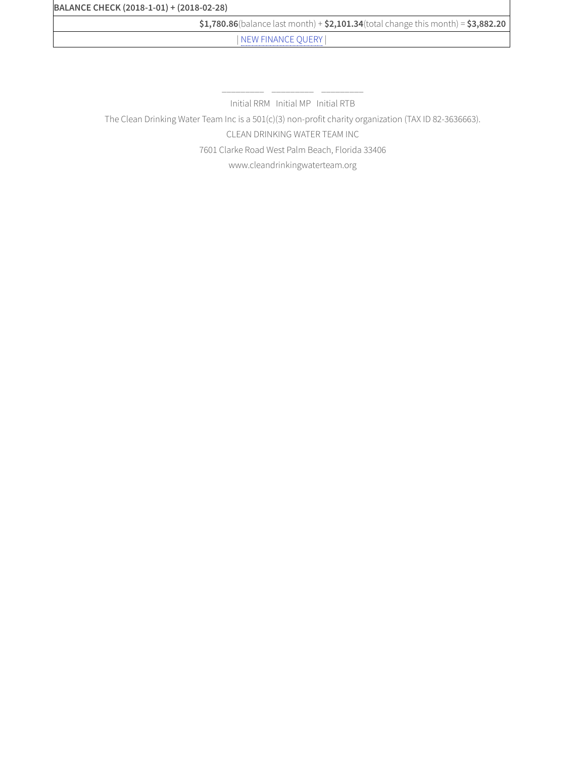| BALANCE CHECK (2018-1-01) + (2018-02-28) |
| --- |
| **$1,780.86**(balance last month) + **$2,101.34**(total change this month) = **$3,882.20** |
| \| NEW FINANCE QUERY \| |

_________ _________ _________

Initial RRM Initial MP Initial RTB

The Clean Drinking Water Team Inc is a 501(c)(3) non-profit charity organization (TAX ID 82-3636663).

CLEAN DRINKING WATER TEAM INC

7601 Clarke Road West Palm Beach, Florida 33406

www.cleandrinkingwaterteam.org